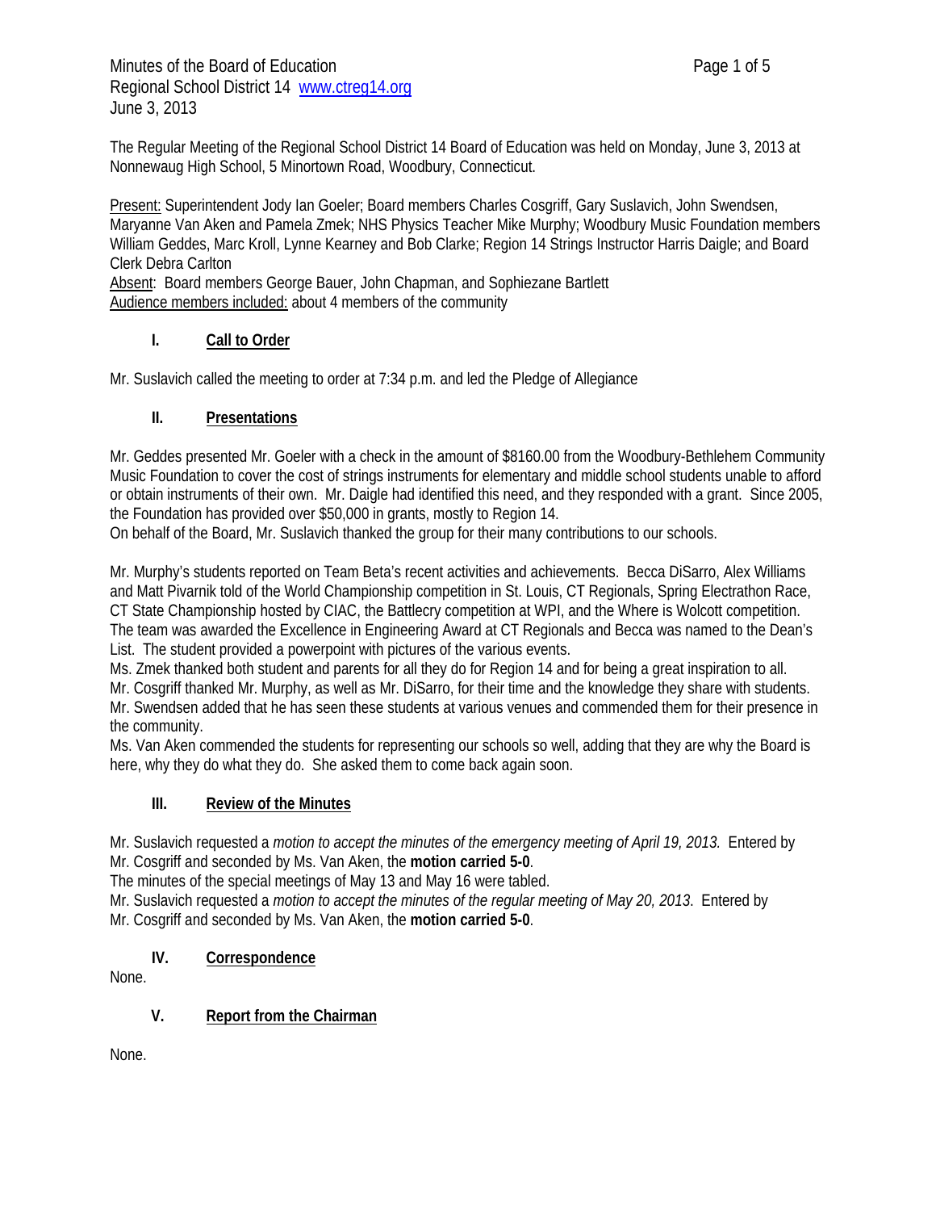Minutes of the Board of Education
Regional School District 14 www.ctreg14.org
June 3, 2013

The Regular Meeting of the Regional School District 14 Board of Education was held on Monday, June 3, 2013 at Nonnewaug High School, 5 Minortown Road, Woodbury, Connecticut.

Present: Superintendent Jody Ian Goeler; Board members Charles Cosgriff, Gary Suslavich, John Swendsen, Maryanne Van Aken and Pamela Zmek; NHS Physics Teacher Mike Murphy; Woodbury Music Foundation members William Geddes, Marc Kroll, Lynne Kearney and Bob Clarke; Region 14 Strings Instructor Harris Daigle; and Board Clerk Debra Carlton
Absent: Board members George Bauer, John Chapman, and Sophiezane Bartlett
Audience members included: about 4 members of the community

## I. Call to Order

Mr. Suslavich called the meeting to order at 7:34 p.m. and led the Pledge of Allegiance

## II. Presentations

Mr. Geddes presented Mr. Goeler with a check in the amount of $8160.00 from the Woodbury-Bethlehem Community Music Foundation to cover the cost of strings instruments for elementary and middle school students unable to afford or obtain instruments of their own. Mr. Daigle had identified this need, and they responded with a grant. Since 2005, the Foundation has provided over $50,000 in grants, mostly to Region 14.
On behalf of the Board, Mr. Suslavich thanked the group for their many contributions to our schools.

Mr. Murphy's students reported on Team Beta's recent activities and achievements. Becca DiSarro, Alex Williams and Matt Pivarnik told of the World Championship competition in St. Louis, CT Regionals, Spring Electrathon Race, CT State Championship hosted by CIAC, the Battlecry competition at WPI, and the Where is Wolcott competition. The team was awarded the Excellence in Engineering Award at CT Regionals and Becca was named to the Dean's List. The student provided a powerpoint with pictures of the various events.
Ms. Zmek thanked both student and parents for all they do for Region 14 and for being a great inspiration to all.
Mr. Cosgriff thanked Mr. Murphy, as well as Mr. DiSarro, for their time and the knowledge they share with students.
Mr. Swendsen added that he has seen these students at various venues and commended them for their presence in the community.
Ms. Van Aken commended the students for representing our schools so well, adding that they are why the Board is here, why they do what they do. She asked them to come back again soon.

## III. Review of the Minutes

Mr. Suslavich requested a *motion to accept the minutes of the emergency meeting of April 19, 2013.* Entered by Mr. Cosgriff and seconded by Ms. Van Aken, the **motion carried 5-0**.
The minutes of the special meetings of May 13 and May 16 were tabled.
Mr. Suslavich requested a *motion to accept the minutes of the regular meeting of May 20, 2013.* Entered by Mr. Cosgriff and seconded by Ms. Van Aken, the **motion carried 5-0**.

## IV. Correspondence

None.

## V. Report from the Chairman

None.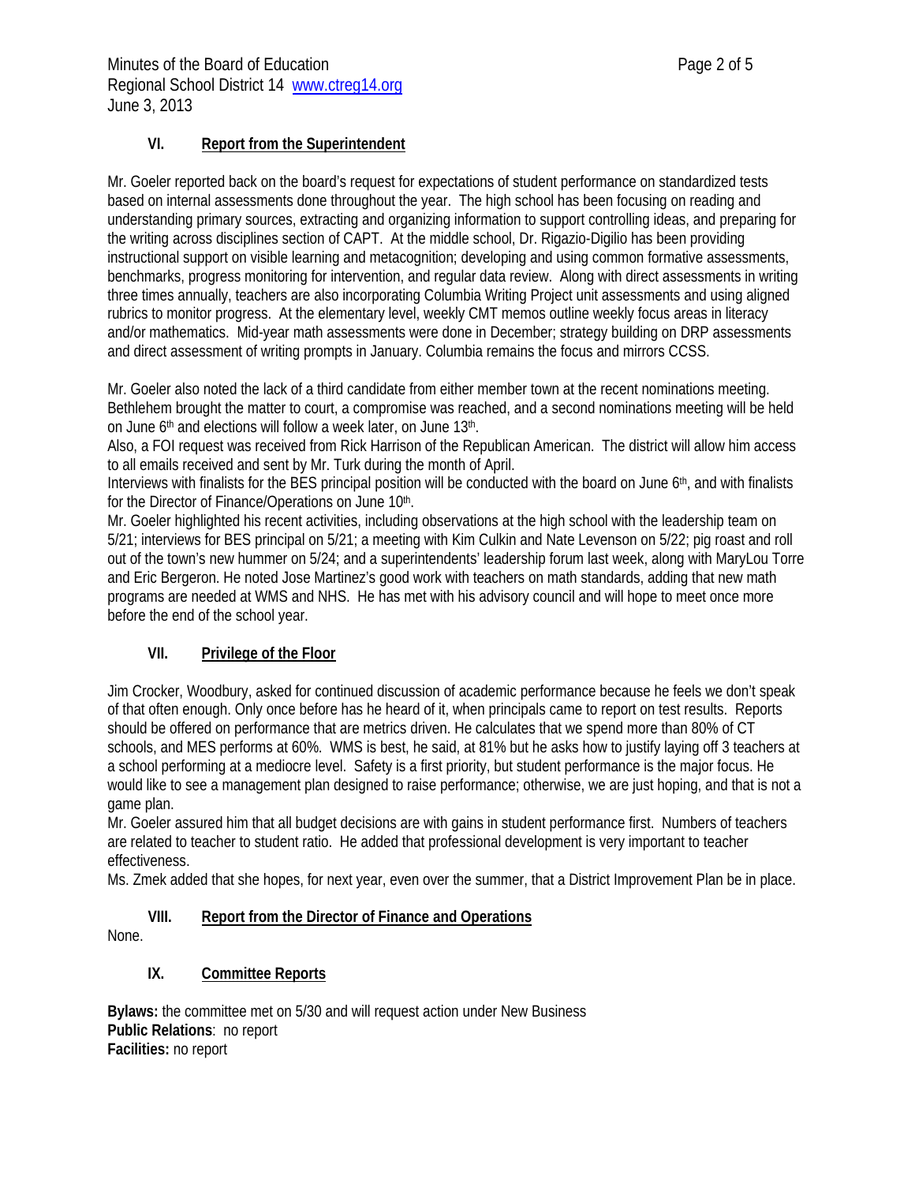## VI. Report from the Superintendent

Mr. Goeler reported back on the board's request for expectations of student performance on standardized tests based on internal assessments done throughout the year. The high school has been focusing on reading and understanding primary sources, extracting and organizing information to support controlling ideas, and preparing for the writing across disciplines section of CAPT. At the middle school, Dr. Rigazio-Digilio has been providing instructional support on visible learning and metacognition; developing and using common formative assessments, benchmarks, progress monitoring for intervention, and regular data review. Along with direct assessments in writing three times annually, teachers are also incorporating Columbia Writing Project unit assessments and using aligned rubrics to monitor progress. At the elementary level, weekly CMT memos outline weekly focus areas in literacy and/or mathematics. Mid-year math assessments were done in December; strategy building on DRP assessments and direct assessment of writing prompts in January. Columbia remains the focus and mirrors CCSS.

Mr. Goeler also noted the lack of a third candidate from either member town at the recent nominations meeting. Bethlehem brought the matter to court, a compromise was reached, and a second nominations meeting will be held on June 6th and elections will follow a week later, on June 13th.

Also, a FOI request was received from Rick Harrison of the Republican American. The district will allow him access to all emails received and sent by Mr. Turk during the month of April.

Interviews with finalists for the BES principal position will be conducted with the board on June 6th, and with finalists for the Director of Finance/Operations on June 10th.

Mr. Goeler highlighted his recent activities, including observations at the high school with the leadership team on 5/21; interviews for BES principal on 5/21; a meeting with Kim Culkin and Nate Levenson on 5/22; pig roast and roll out of the town's new hummer on 5/24; and a superintendents' leadership forum last week, along with MaryLou Torre and Eric Bergeron. He noted Jose Martinez's good work with teachers on math standards, adding that new math programs are needed at WMS and NHS. He has met with his advisory council and will hope to meet once more before the end of the school year.

## VII. Privilege of the Floor

Jim Crocker, Woodbury, asked for continued discussion of academic performance because he feels we don't speak of that often enough. Only once before has he heard of it, when principals came to report on test results. Reports should be offered on performance that are metrics driven. He calculates that we spend more than 80% of CT schools, and MES performs at 60%. WMS is best, he said, at 81% but he asks how to justify laying off 3 teachers at a school performing at a mediocre level. Safety is a first priority, but student performance is the major focus. He would like to see a management plan designed to raise performance; otherwise, we are just hoping, and that is not a game plan.

Mr. Goeler assured him that all budget decisions are with gains in student performance first. Numbers of teachers are related to teacher to student ratio. He added that professional development is very important to teacher effectiveness.

Ms. Zmek added that she hopes, for next year, even over the summer, that a District Improvement Plan be in place.

## VIII. Report from the Director of Finance and Operations

None.

## IX. Committee Reports

**Bylaws:** the committee met on 5/30 and will request action under New Business
**Public Relations**: no report
**Facilities:** no report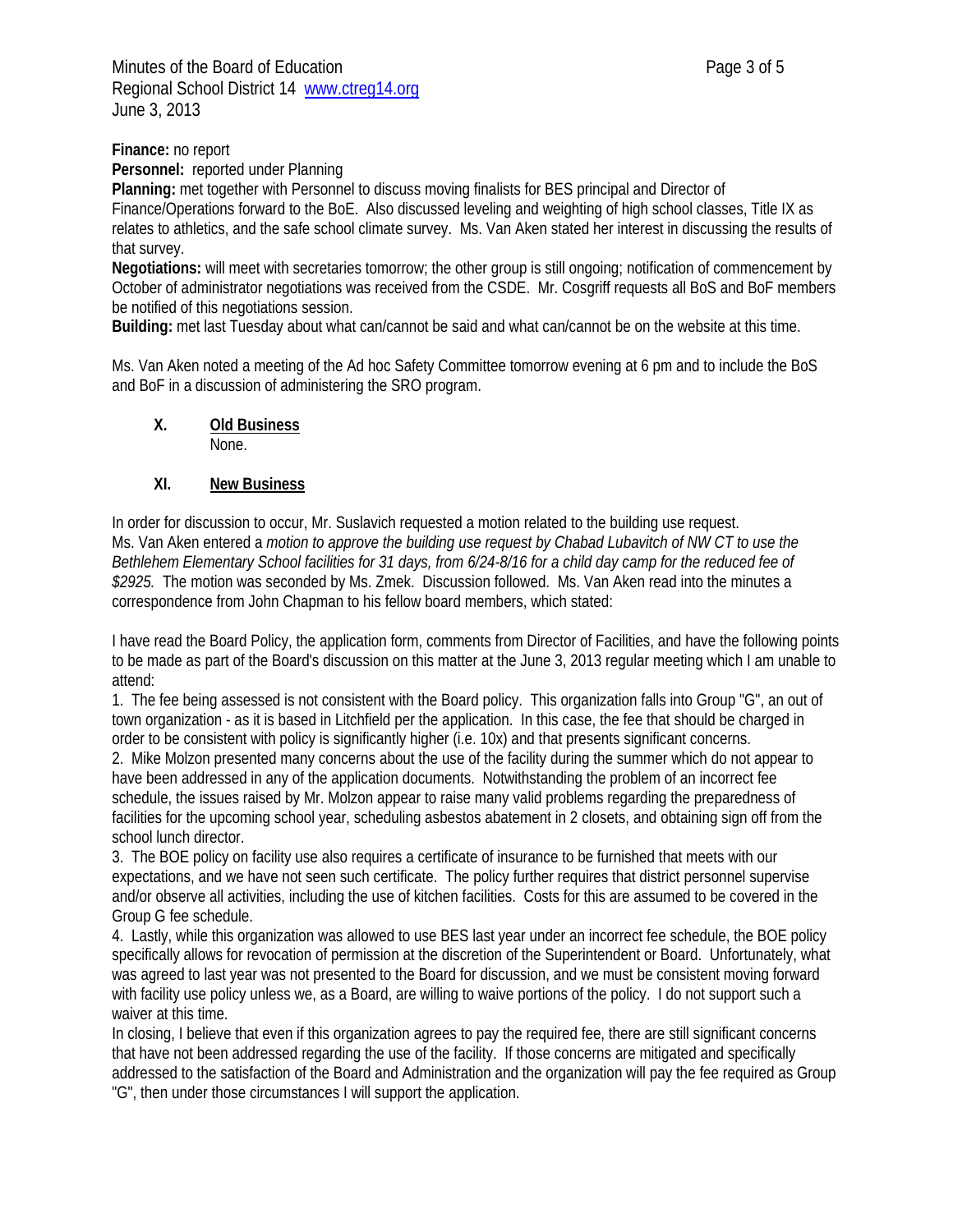**Finance:** no report

**Personnel:** reported under Planning

**Planning:** met together with Personnel to discuss moving finalists for BES principal and Director of Finance/Operations forward to the BoE. Also discussed leveling and weighting of high school classes, Title IX as relates to athletics, and the safe school climate survey. Ms. Van Aken stated her interest in discussing the results of that survey.

**Negotiations:** will meet with secretaries tomorrow; the other group is still ongoing; notification of commencement by October of administrator negotiations was received from the CSDE. Mr. Cosgriff requests all BoS and BoF members be notified of this negotiations session.

**Building:** met last Tuesday about what can/cannot be said and what can/cannot be on the website at this time.

Ms. Van Aken noted a meeting of the Ad hoc Safety Committee tomorrow evening at 6 pm and to include the BoS and BoF in a discussion of administering the SRO program.

## X. Old Business

None.

## XI. New Business

In order for discussion to occur, Mr. Suslavich requested a motion related to the building use request. Ms. Van Aken entered a *motion to approve the building use request by Chabad Lubavitch of NW CT to use the Bethlehem Elementary School facilities for 31 days, from 6/24-8/16 for a child day camp for the reduced fee of $2925.* The motion was seconded by Ms. Zmek. Discussion followed. Ms. Van Aken read into the minutes a correspondence from John Chapman to his fellow board members, which stated:

I have read the Board Policy, the application form, comments from Director of Facilities, and have the following points to be made as part of the Board's discussion on this matter at the June 3, 2013 regular meeting which I am unable to attend:

1. The fee being assessed is not consistent with the Board policy. This organization falls into Group "G", an out of town organization - as it is based in Litchfield per the application. In this case, the fee that should be charged in order to be consistent with policy is significantly higher (i.e. 10x) and that presents significant concerns.
2. Mike Molzon presented many concerns about the use of the facility during the summer which do not appear to have been addressed in any of the application documents. Notwithstanding the problem of an incorrect fee schedule, the issues raised by Mr. Molzon appear to raise many valid problems regarding the preparedness of facilities for the upcoming school year, scheduling asbestos abatement in 2 closets, and obtaining sign off from the school lunch director.
3. The BOE policy on facility use also requires a certificate of insurance to be furnished that meets with our expectations, and we have not seen such certificate. The policy further requires that district personnel supervise and/or observe all activities, including the use of kitchen facilities. Costs for this are assumed to be covered in the Group G fee schedule.
4. Lastly, while this organization was allowed to use BES last year under an incorrect fee schedule, the BOE policy specifically allows for revocation of permission at the discretion of the Superintendent or Board. Unfortunately, what was agreed to last year was not presented to the Board for discussion, and we must be consistent moving forward with facility use policy unless we, as a Board, are willing to waive portions of the policy. I do not support such a waiver at this time.

In closing, I believe that even if this organization agrees to pay the required fee, there are still significant concerns that have not been addressed regarding the use of the facility. If those concerns are mitigated and specifically addressed to the satisfaction of the Board and Administration and the organization will pay the fee required as Group "G", then under those circumstances I will support the application.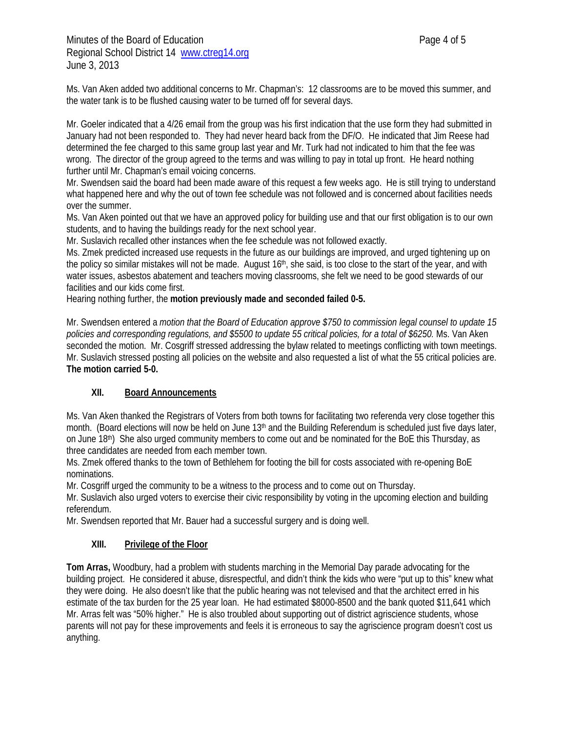Ms. Van Aken added two additional concerns to Mr. Chapman's: 12 classrooms are to be moved this summer, and the water tank is to be flushed causing water to be turned off for several days.

Mr. Goeler indicated that a 4/26 email from the group was his first indication that the use form they had submitted in January had not been responded to. They had never heard back from the DF/O. He indicated that Jim Reese had determined the fee charged to this same group last year and Mr. Turk had not indicated to him that the fee was wrong. The director of the group agreed to the terms and was willing to pay in total up front. He heard nothing further until Mr. Chapman's email voicing concerns.
Mr. Swendsen said the board had been made aware of this request a few weeks ago. He is still trying to understand what happened here and why the out of town fee schedule was not followed and is concerned about facilities needs over the summer.
Ms. Van Aken pointed out that we have an approved policy for building use and that our first obligation is to our own students, and to having the buildings ready for the next school year.
Mr. Suslavich recalled other instances when the fee schedule was not followed exactly.
Ms. Zmek predicted increased use requests in the future as our buildings are improved, and urged tightening up on the policy so similar mistakes will not be made. August 16th, she said, is too close to the start of the year, and with water issues, asbestos abatement and teachers moving classrooms, she felt we need to be good stewards of our facilities and our kids come first.
Hearing nothing further, the **motion previously made and seconded failed 0-5.**

Mr. Swendsen entered a *motion that the Board of Education approve $750 to commission legal counsel to update 15 policies and corresponding regulations, and $5500 to update 55 critical policies, for a total of $6250.* Ms. Van Aken seconded the motion. Mr. Cosgriff stressed addressing the bylaw related to meetings conflicting with town meetings. Mr. Suslavich stressed posting all policies on the website and also requested a list of what the 55 critical policies are. **The motion carried 5-0.**

## XII. Board Announcements

Ms. Van Aken thanked the Registrars of Voters from both towns for facilitating two referenda very close together this month. (Board elections will now be held on June 13th and the Building Referendum is scheduled just five days later, on June 18th) She also urged community members to come out and be nominated for the BoE this Thursday, as three candidates are needed from each member town.
Ms. Zmek offered thanks to the town of Bethlehem for footing the bill for costs associated with re-opening BoE nominations.
Mr. Cosgriff urged the community to be a witness to the process and to come out on Thursday.
Mr. Suslavich also urged voters to exercise their civic responsibility by voting in the upcoming election and building referendum.
Mr. Swendsen reported that Mr. Bauer had a successful surgery and is doing well.

## XIII. Privilege of the Floor

**Tom Arras,** Woodbury, had a problem with students marching in the Memorial Day parade advocating for the building project. He considered it abuse, disrespectful, and didn't think the kids who were "put up to this" knew what they were doing. He also doesn't like that the public hearing was not televised and that the architect erred in his estimate of the tax burden for the 25 year loan. He had estimated $8000-8500 and the bank quoted $11,641 which Mr. Arras felt was "50% higher." He is also troubled about supporting out of district agriscience students, whose parents will not pay for these improvements and feels it is erroneous to say the agriscience program doesn't cost us anything.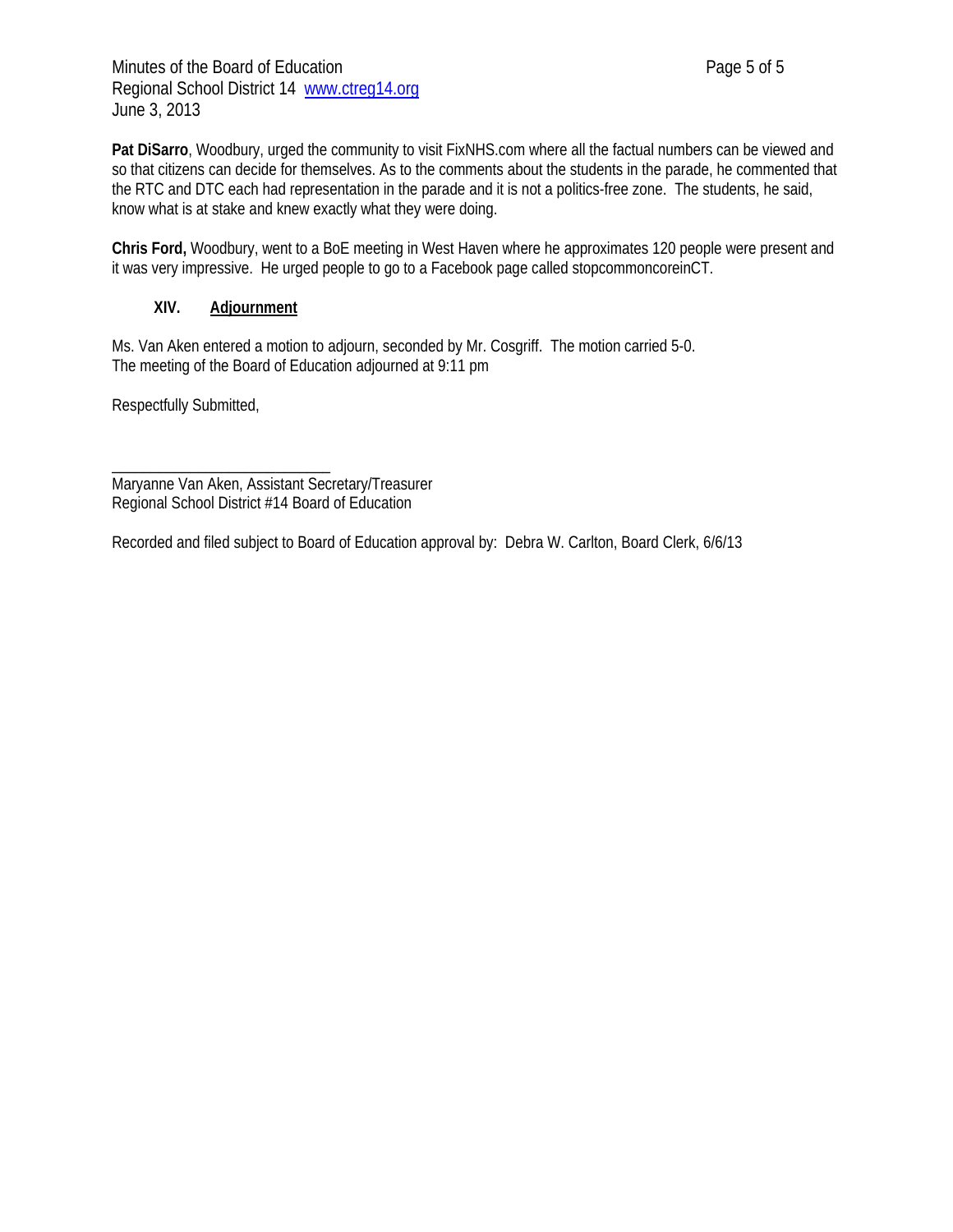**Pat DiSarro**, Woodbury, urged the community to visit FixNHS.com where all the factual numbers can be viewed and so that citizens can decide for themselves. As to the comments about the students in the parade, he commented that the RTC and DTC each had representation in the parade and it is not a politics-free zone. The students, he said, know what is at stake and knew exactly what they were doing.

**Chris Ford,** Woodbury, went to a BoE meeting in West Haven where he approximates 120 people were present and it was very impressive. He urged people to go to a Facebook page called stopcommoncoreinCT.

## XIV. Adjournment

Ms. Van Aken entered a motion to adjourn, seconded by Mr. Cosgriff. The motion carried 5-0.
The meeting of the Board of Education adjourned at 9:11 pm

Respectfully Submitted,

___________________________
Maryanne Van Aken, Assistant Secretary/Treasurer
Regional School District #14 Board of Education

Recorded and filed subject to Board of Education approval by: Debra W. Carlton, Board Clerk, 6/6/13